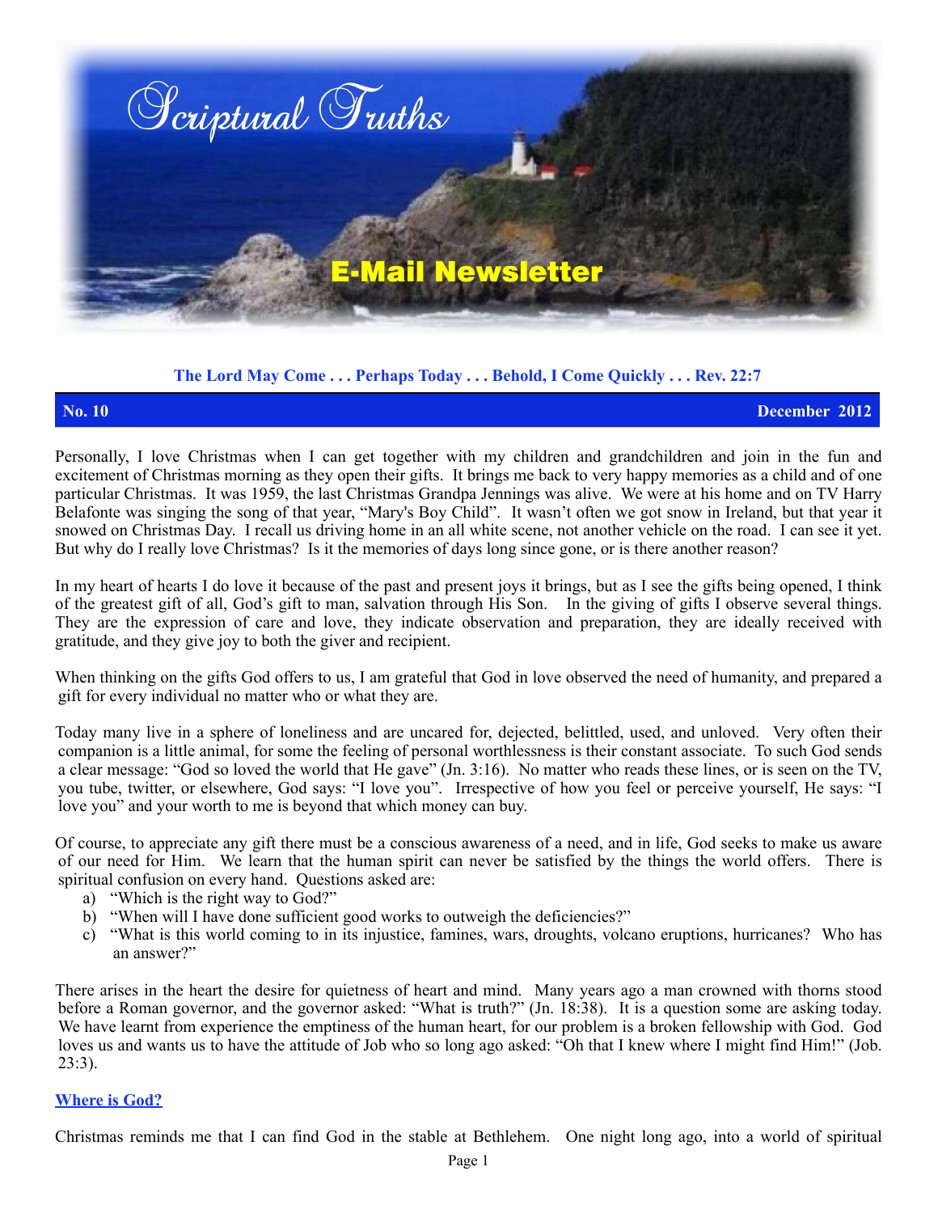# Scriptural Truths

## E-Mail Newsletter

**The Lord May Come . . . Perhaps Today . . . Behold, I Come Quickly . . . Rev. 22:7**

**No. 10** **December 2012**

Personally, I love Christmas when I can get together with my children and grandchildren and join in the fun and excitement of Christmas morning as they open their gifts. It brings me back to very happy memories as a child and of one particular Christmas. It was 1959, the last Christmas Grandpa Jennings was alive. We were at his home and on TV Harry Belafonte was singing the song of that year, "Mary's Boy Child". It wasn't often we got snow in Ireland, but that year it snowed on Christmas Day. I recall us driving home in an all white scene, not another vehicle on the road. I can see it yet. But why do I really love Christmas? Is it the memories of days long since gone, or is there another reason?

In my heart of hearts I do love it because of the past and present joys it brings, but as I see the gifts being opened, I think of the greatest gift of all, God's gift to man, salvation through His Son. In the giving of gifts I observe several things. They are the expression of care and love, they indicate observation and preparation, they are ideally received with gratitude, and they give joy to both the giver and recipient.

When thinking on the gifts God offers to us, I am grateful that God in love observed the need of humanity, and prepared a gift for every individual no matter who or what they are.

Today many live in a sphere of loneliness and are uncared for, dejected, belittled, used, and unloved. Very often their companion is a little animal, for some the feeling of personal worthlessness is their constant associate. To such God sends a clear message: "God so loved the world that He gave" (Jn. 3:16). No matter who reads these lines, or is seen on the TV, you tube, twitter, or elsewhere, God says: "I love you". Irrespective of how you feel or perceive yourself, He says: "I love you" and your worth to me is beyond that which money can buy.

Of course, to appreciate any gift there must be a conscious awareness of a need, and in life, God seeks to make us aware of our need for Him. We learn that the human spirit can never be satisfied by the things the world offers. There is spiritual confusion on every hand. Questions asked are:

a) "Which is the right way to God?"
b) "When will I have done sufficient good works to outweigh the deficiencies?"
c) "What is this world coming to in its injustice, famines, wars, droughts, volcano eruptions, hurricanes? Who has an answer?"

There arises in the heart the desire for quietness of heart and mind. Many years ago a man crowned with thorns stood before a Roman governor, and the governor asked: "What is truth?" (Jn. 18:38). It is a question some are asking today. We have learnt from experience the emptiness of the human heart, for our problem is a broken fellowship with God. God loves us and wants us to have the attitude of Job who so long ago asked: "Oh that I knew where I might find Him!" (Job. 23:3).

**Where is God?**

Christmas reminds me that I can find God in the stable at Bethlehem. One night long ago, into a world of spiritual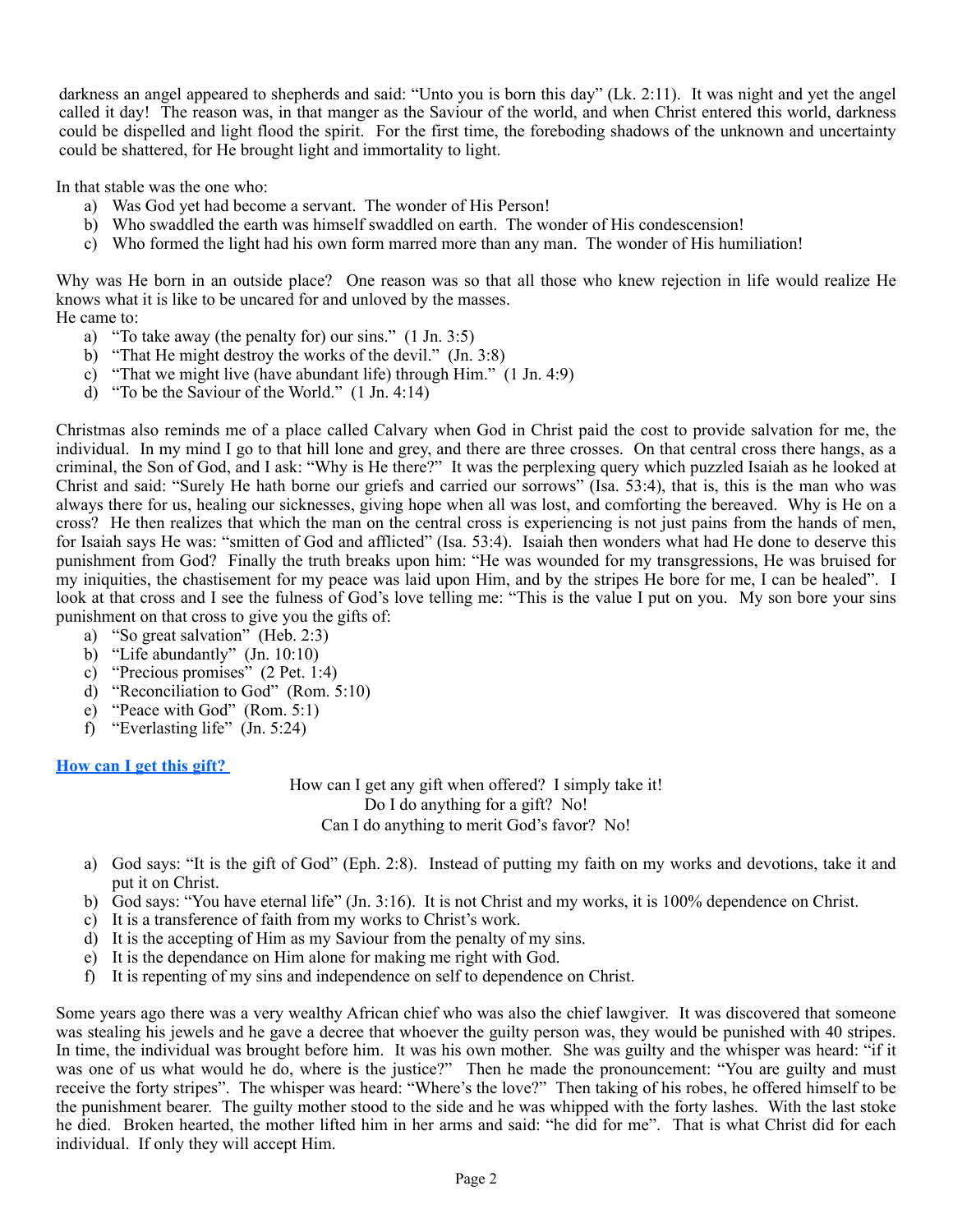darkness an angel appeared to shepherds and said: "Unto you is born this day" (Lk. 2:11). It was night and yet the angel called it day! The reason was, in that manger as the Saviour of the world, and when Christ entered this world, darkness could be dispelled and light flood the spirit. For the first time, the foreboding shadows of the unknown and uncertainty could be shattered, for He brought light and immortality to light.

In that stable was the one who:

a) Was God yet had become a servant. The wonder of His Person!
b) Who swaddled the earth was himself swaddled on earth. The wonder of His condescension!
c) Who formed the light had his own form marred more than any man. The wonder of His humiliation!

Why was He born in an outside place? One reason was so that all those who knew rejection in life would realize He knows what it is like to be uncared for and unloved by the masses.
He came to:

a) "To take away (the penalty for) our sins." (1 Jn. 3:5)
b) "That He might destroy the works of the devil." (Jn. 3:8)
c) "That we might live (have abundant life) through Him." (1 Jn. 4:9)
d) "To be the Saviour of the World." (1 Jn. 4:14)

Christmas also reminds me of a place called Calvary when God in Christ paid the cost to provide salvation for me, the individual. In my mind I go to that hill lone and grey, and there are three crosses. On that central cross there hangs, as a criminal, the Son of God, and I ask: "Why is He there?" It was the perplexing query which puzzled Isaiah as he looked at Christ and said: "Surely He hath borne our griefs and carried our sorrows" (Isa. 53:4), that is, this is the man who was always there for us, healing our sicknesses, giving hope when all was lost, and comforting the bereaved. Why is He on a cross? He then realizes that which the man on the central cross is experiencing is not just pains from the hands of men, for Isaiah says He was: "smitten of God and afflicted" (Isa. 53:4). Isaiah then wonders what had He done to deserve this punishment from God? Finally the truth breaks upon him: "He was wounded for my transgressions, He was bruised for my iniquities, the chastisement for my peace was laid upon Him, and by the stripes He bore for me, I can be healed". I look at that cross and I see the fulness of God's love telling me: "This is the value I put on you. My son bore your sins punishment on that cross to give you the gifts of:

a) "So great salvation" (Heb. 2:3)
b) "Life abundantly" (Jn. 10:10)
c) "Precious promises" (2 Pet. 1:4)
d) "Reconciliation to God" (Rom. 5:10)
e) "Peace with God" (Rom. 5:1)
f) "Everlasting life" (Jn. 5:24)

**How can I get this gift?**

How can I get any gift when offered? I simply take it!
Do I do anything for a gift? No!
Can I do anything to merit God's favor? No!

a) God says: "It is the gift of God" (Eph. 2:8). Instead of putting my faith on my works and devotions, take it and put it on Christ.
b) God says: "You have eternal life" (Jn. 3:16). It is not Christ and my works, it is 100% dependence on Christ.
c) It is a transference of faith from my works to Christ's work.
d) It is the accepting of Him as my Saviour from the penalty of my sins.
e) It is the dependance on Him alone for making me right with God.
f) It is repenting of my sins and independence on self to dependence on Christ.

Some years ago there was a very wealthy African chief who was also the chief lawgiver. It was discovered that someone was stealing his jewels and he gave a decree that whoever the guilty person was, they would be punished with 40 stripes. In time, the individual was brought before him. It was his own mother. She was guilty and the whisper was heard: "if it was one of us what would he do, where is the justice?" Then he made the pronouncement: "You are guilty and must receive the forty stripes". The whisper was heard: "Where's the love?" Then taking of his robes, he offered himself to be the punishment bearer. The guilty mother stood to the side and he was whipped with the forty lashes. With the last stoke he died. Broken hearted, the mother lifted him in her arms and said: "he did for me". That is what Christ did for each individual. If only they will accept Him.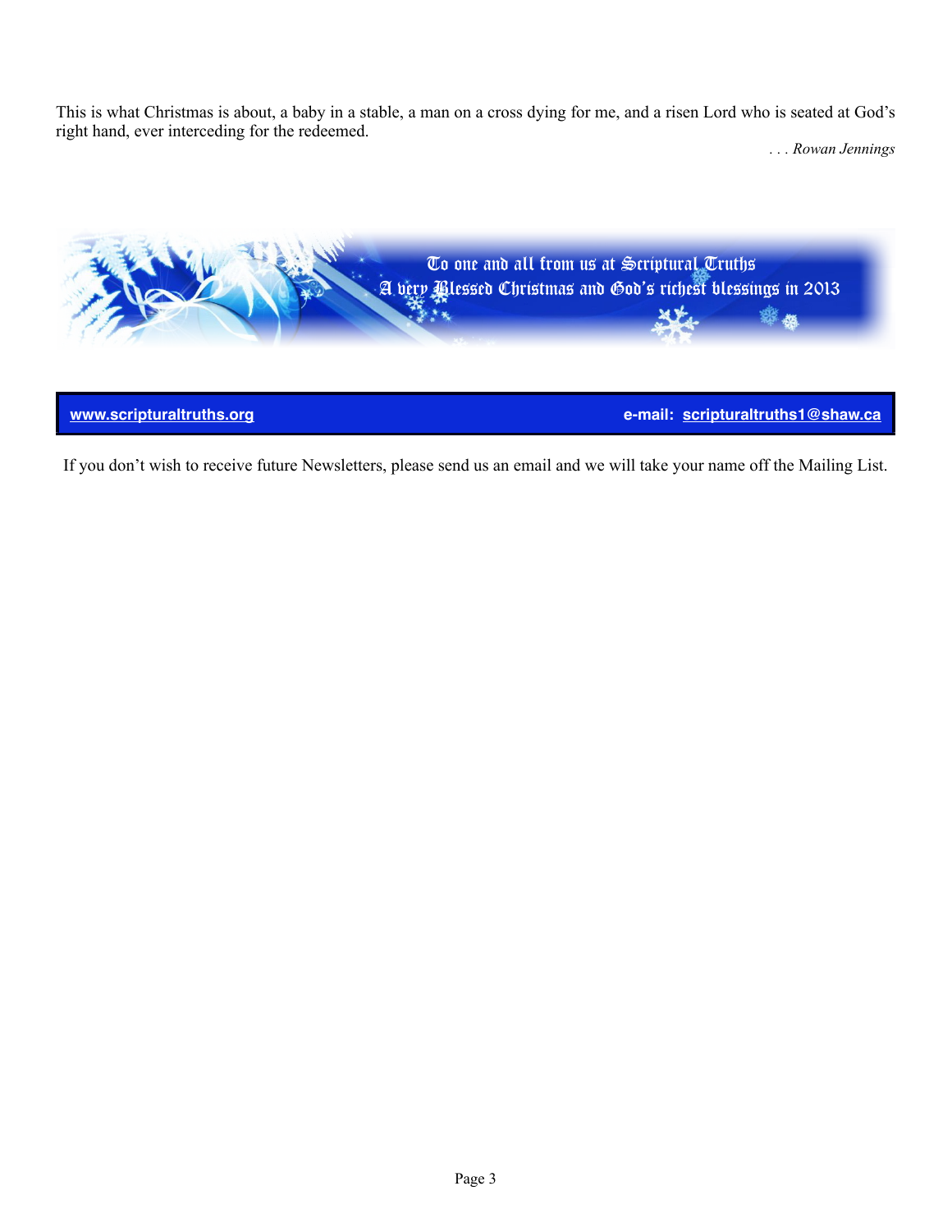This is what Christmas is about, a baby in a stable, a man on a cross dying for me, and a risen Lord who is seated at God's right hand, ever interceding for the redeemed.

*. . . Rowan Jennings*

To one and all from us at Scriptural Truths
A very Blessed Christmas and God's richest blessings in 2013

**www.scripturaltruths.org** **e-mail: scripturaltruths1@shaw.ca**

If you don't wish to receive future Newsletters, please send us an email and we will take your name off the Mailing List.